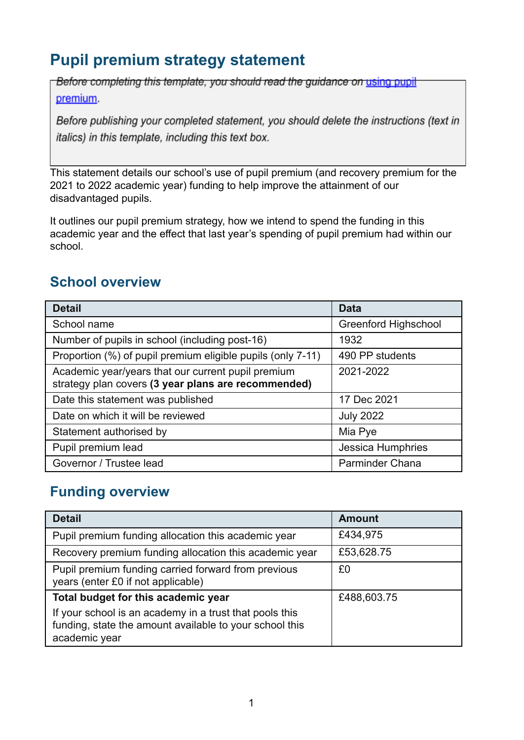# Pupil premium strategy statement

*Before completing this template, you should read the guidance on [using pupil premium](using pupil premium).*

*Before publishing your completed statement, you should delete the instructions (text in italics) in this template, including this text box.*

This statement details our school's use of pupil premium (and recovery premium for the 2021 to 2022 academic year) funding to help improve the attainment of our disadvantaged pupils.

It outlines our pupil premium strategy, how we intend to spend the funding in this academic year and the effect that last year's spending of pupil premium had within our school.

## School overview

| Detail | Data |
|---|---|
| School name | Greenford Highschool |
| Number of pupils in school (including post-16) | 1932 |
| Proportion (%) of pupil premium eligible pupils (only 7-11) | 490 PP students |
| Academic year/years that our current pupil premium strategy plan covers **(3 year plans are recommended)** | 2021-2022 |
| Date this statement was published | 17 Dec 2021 |
| Date on which it will be reviewed | July 2022 |
| Statement authorised by | Mia Pye |
| Pupil premium lead | Jessica Humphries |
| Governor / Trustee lead | Parminder Chana |

## Funding overview

| Detail | Amount |
|---|---|
| Pupil premium funding allocation this academic year | £434,975 |
| Recovery premium funding allocation this academic year | £53,628.75 |
| Pupil premium funding carried forward from previous years (enter £0 if not applicable) | £0 |
| **Total budget for this academic year** If your school is an academy in a trust that pools this funding, state the amount available to your school this academic year | £488,603.75 |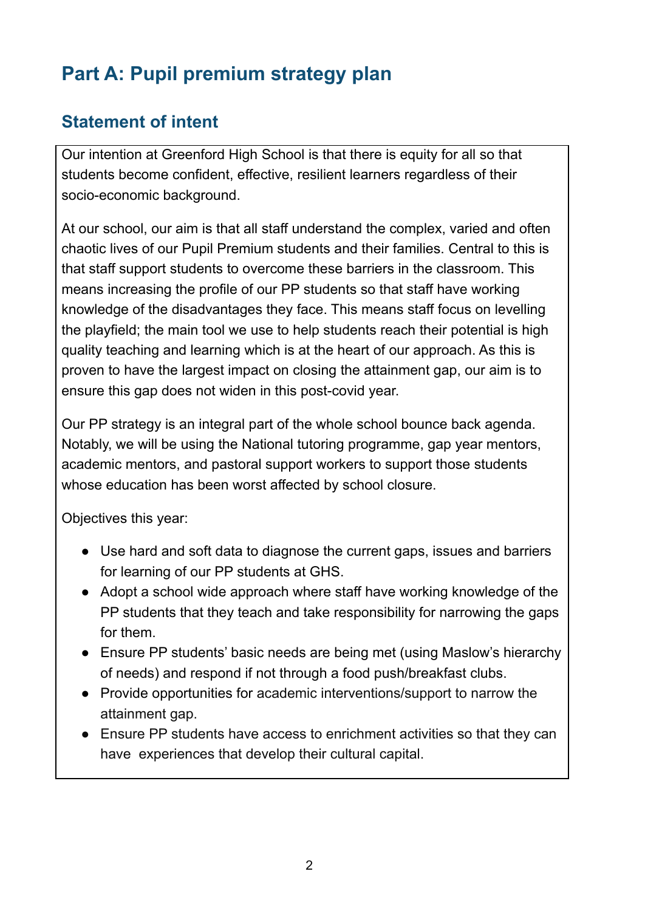# Part A: Pupil premium strategy plan

## Statement of intent

Our intention at Greenford High School is that there is equity for all so that students become confident, effective, resilient learners regardless of their socio-economic background.

At our school, our aim is that all staff understand the complex, varied and often chaotic lives of our Pupil Premium students and their families. Central to this is that staff support students to overcome these barriers in the classroom. This means increasing the profile of our PP students so that staff have working knowledge of the disadvantages they face. This means staff focus on levelling the playfield; the main tool we use to help students reach their potential is high quality teaching and learning which is at the heart of our approach. As this is proven to have the largest impact on closing the attainment gap, our aim is to ensure this gap does not widen in this post-covid year.

Our PP strategy is an integral part of the whole school bounce back agenda. Notably, we will be using the National tutoring programme, gap year mentors, academic mentors, and pastoral support workers to support those students whose education has been worst affected by school closure.

Objectives this year:

- Use hard and soft data to diagnose the current gaps, issues and barriers for learning of our PP students at GHS.
- Adopt a school wide approach where staff have working knowledge of the PP students that they teach and take responsibility for narrowing the gaps for them.
- Ensure PP students' basic needs are being met (using Maslow's hierarchy of needs) and respond if not through a food push/breakfast clubs.
- Provide opportunities for academic interventions/support to narrow the attainment gap.
- Ensure PP students have access to enrichment activities so that they can have experiences that develop their cultural capital.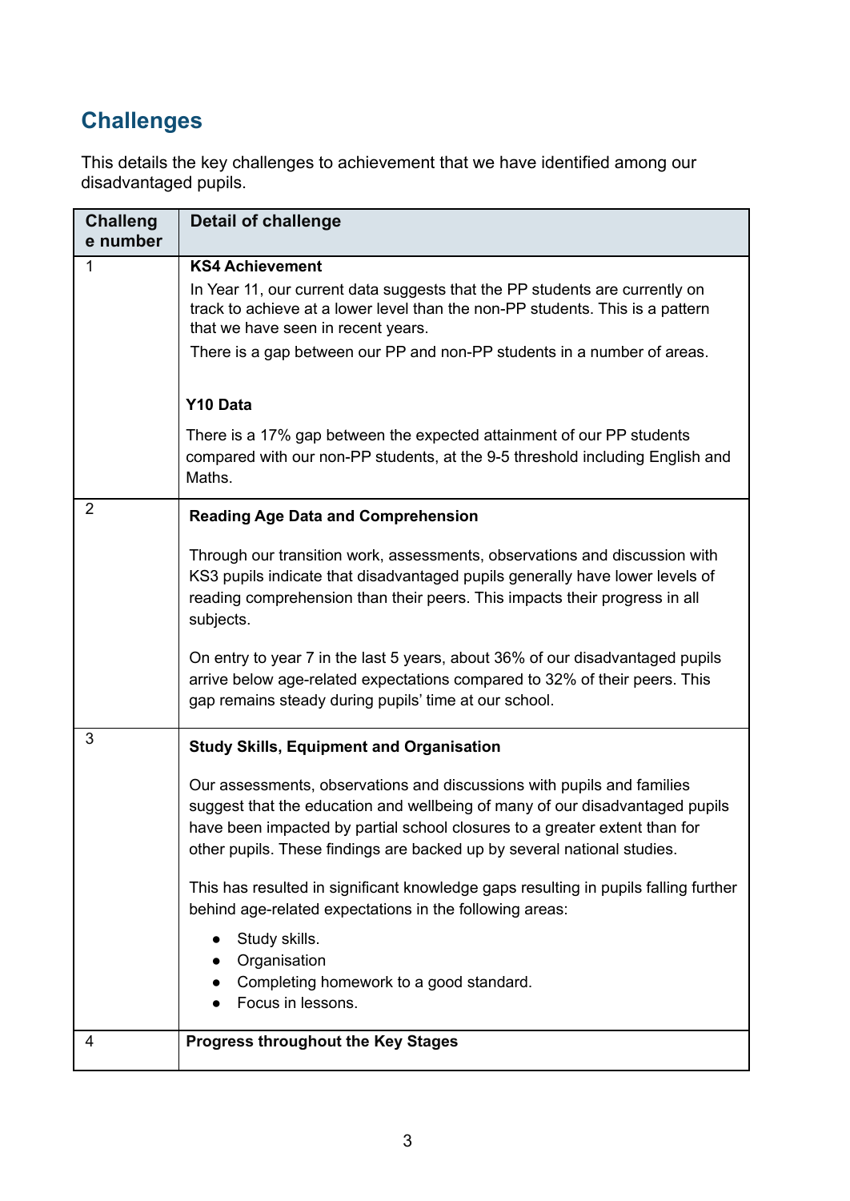## Challenges

This details the key challenges to achievement that we have identified among our disadvantaged pupils.

| Challenge number | Detail of challenge |
|---|---|
| 1 | **KS4 Achievement**<br>In Year 11, our current data suggests that the PP students are currently on track to achieve at a lower level than the non-PP students. This is a pattern that we have seen in recent years.<br>There is a gap between our PP and non-PP students in a number of areas.<br><br>**Y10 Data**<br>There is a 17% gap between the expected attainment of our PP students compared with our non-PP students, at the 9-5 threshold including English and Maths. |
| 2 | **Reading Age Data and Comprehension**<br>Through our transition work, assessments, observations and discussion with KS3 pupils indicate that disadvantaged pupils generally have lower levels of reading comprehension than their peers. This impacts their progress in all subjects.<br><br>On entry to year 7 in the last 5 years, about 36% of our disadvantaged pupils arrive below age-related expectations compared to 32% of their peers. This gap remains steady during pupils' time at our school. |
| 3 | **Study Skills, Equipment and Organisation**<br>Our assessments, observations and discussions with pupils and families suggest that the education and wellbeing of many of our disadvantaged pupils have been impacted by partial school closures to a greater extent than for other pupils. These findings are backed up by several national studies.<br><br>This has resulted in significant knowledge gaps resulting in pupils falling further behind age-related expectations in the following areas:<br>• Study skills.<br>• Organisation<br>• Completing homework to a good standard.<br>• Focus in lessons. |
| 4 | **Progress throughout the Key Stages** |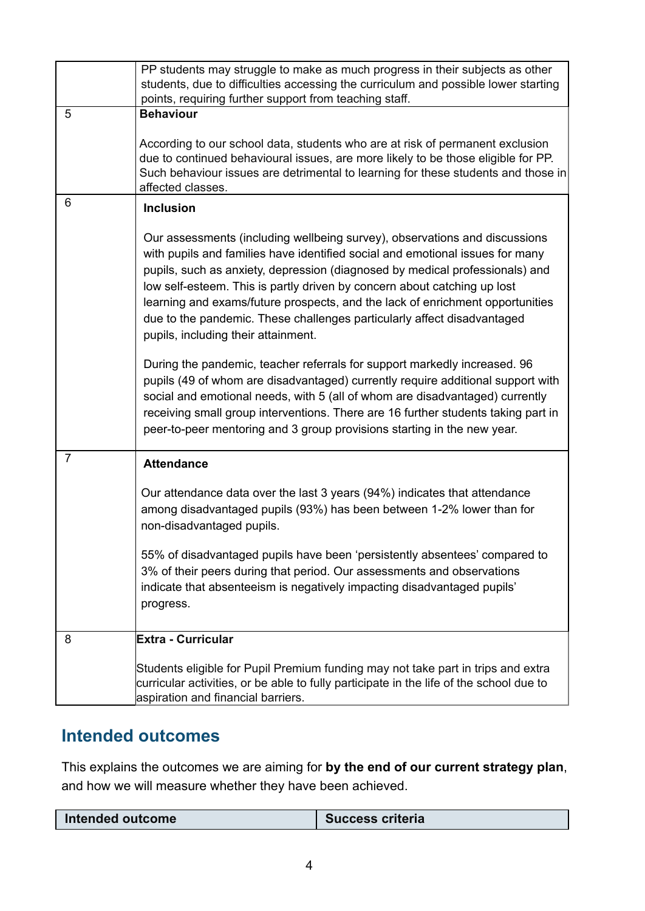|  |  |
|---|---|
|  | PP students may struggle to make as much progress in their subjects as other students, due to difficulties accessing the curriculum and possible lower starting points, requiring further support from teaching staff. |
| 5 | **Behaviour**<br><br>According to our school data, students who are at risk of permanent exclusion due to continued behavioural issues, are more likely to be those eligible for PP. Such behaviour issues are detrimental to learning for these students and those in affected classes. |
| 6 | **Inclusion**<br><br>Our assessments (including wellbeing survey), observations and discussions with pupils and families have identified social and emotional issues for many pupils, such as anxiety, depression (diagnosed by medical professionals) and low self-esteem. This is partly driven by concern about catching up lost learning and exams/future prospects, and the lack of enrichment opportunities due to the pandemic. These challenges particularly affect disadvantaged pupils, including their attainment.<br><br>During the pandemic, teacher referrals for support markedly increased. 96 pupils (49 of whom are disadvantaged) currently require additional support with social and emotional needs, with 5 (all of whom are disadvantaged) currently receiving small group interventions. There are 16 further students taking part in peer-to-peer mentoring and 3 group provisions starting in the new year. |
| 7 | **Attendance**<br><br>Our attendance data over the last 3 years (94%) indicates that attendance among disadvantaged pupils (93%) has been between 1-2% lower than for non-disadvantaged pupils.<br><br>55% of disadvantaged pupils have been 'persistently absentees' compared to 3% of their peers during that period. Our assessments and observations indicate that absenteeism is negatively impacting disadvantaged pupils' progress. |
| 8 | **Extra - Curricular**<br><br>Students eligible for Pupil Premium funding may not take part in trips and extra curricular activities, or be able to fully participate in the life of the school due to aspiration and financial barriers. |

## Intended outcomes

This explains the outcomes we are aiming for **by the end of our current strategy plan**, and how we will measure whether they have been achieved.

| Intended outcome | Success criteria |
|---|---|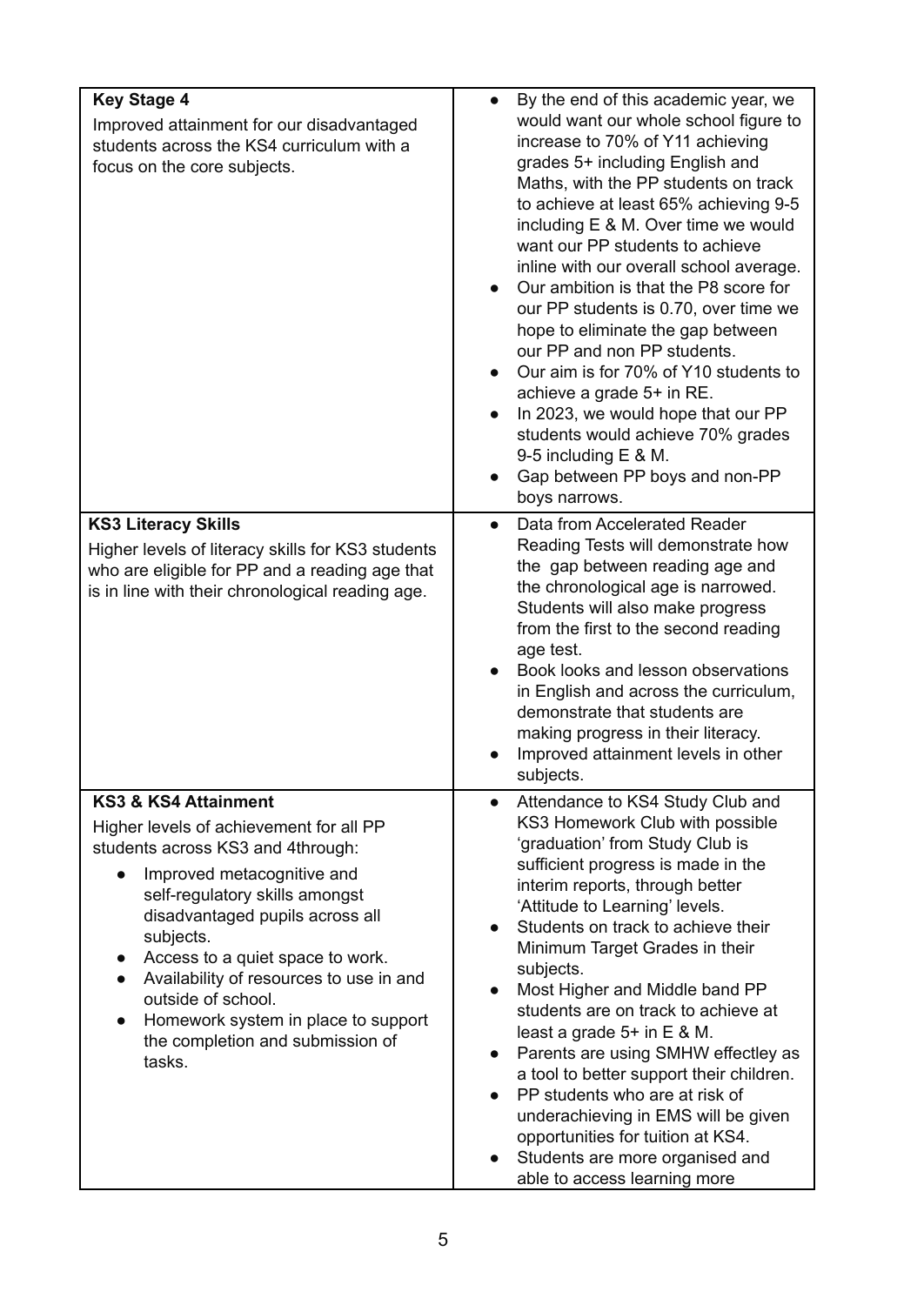| | |
|---|---|
| **Key Stage 4**<br>Improved attainment for our disadvantaged students across the KS4 curriculum with a focus on the core subjects. | • By the end of this academic year, we would want our whole school figure to increase to 70% of Y11 achieving grades 5+ including English and Maths, with the PP students on track to achieve at least 65% achieving 9-5 including E & M. Over time we would want our PP students to achieve inline with our overall school average.<br>• Our ambition is that the P8 score for our PP students is 0.70, over time we hope to eliminate the gap between our PP and non PP students.<br>• Our aim is for 70% of Y10 students to achieve a grade 5+ in RE.<br>• In 2023, we would hope that our PP students would achieve 70% grades 9-5 including E & M.<br>• Gap between PP boys and non-PP boys narrows. |
| **KS3 Literacy Skills**<br>Higher levels of literacy skills for KS3 students who are eligible for PP and a reading age that is in line with their chronological reading age. | • Data from Accelerated Reader Reading Tests will demonstrate how the gap between reading age and the chronological age is narrowed. Students will also make progress from the first to the second reading age test.<br>• Book looks and lesson observations in English and across the curriculum, demonstrate that students are making progress in their literacy.<br>• Improved attainment levels in other subjects. |
| **KS3 & KS4 Attainment**<br>Higher levels of achievement for all PP students across KS3 and 4through:<br>• Improved metacognitive and self-regulatory skills amongst disadvantaged pupils across all subjects.<br>• Access to a quiet space to work.<br>• Availability of resources to use in and outside of school.<br>• Homework system in place to support the completion and submission of tasks. | • Attendance to KS4 Study Club and KS3 Homework Club with possible 'graduation' from Study Club is sufficient progress is made in the interim reports, through better 'Attitude to Learning' levels.<br>• Students on track to achieve their Minimum Target Grades in their subjects.<br>• Most Higher and Middle band PP students are on track to achieve at least a grade 5+ in E & M.<br>• Parents are using SMHW effectley as a tool to better support their children.<br>• PP students who are at risk of underachieving in EMS will be given opportunities for tuition at KS4.<br>• Students are more organised and able to access learning more |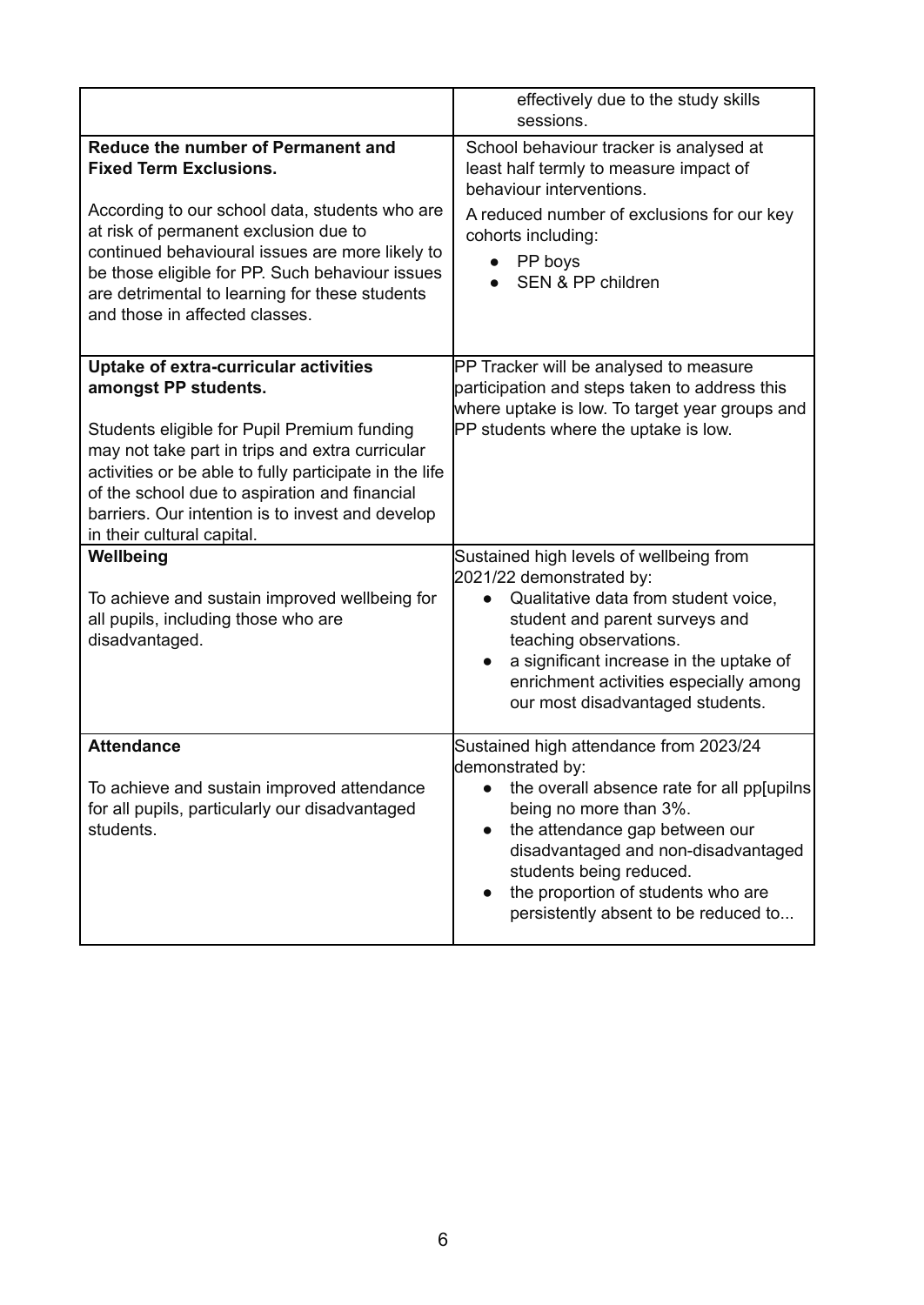| | |
|---|---|
| | effectively due to the study skills sessions. |
| **Reduce the number of Permanent and Fixed Term Exclusions.**<br><br>According to our school data, students who are at risk of permanent exclusion due to continued behavioural issues are more likely to be those eligible for PP. Such behaviour issues are detrimental to learning for these students and those in affected classes. | School behaviour tracker is analysed at least half termly to measure impact of behaviour interventions.<br><br>A reduced number of exclusions for our key cohorts including:<br>• PP boys<br>• SEN & PP children |
| **Uptake of extra-curricular activities amongst PP students.**<br><br>Students eligible for Pupil Premium funding may not take part in trips and extra curricular activities or be able to fully participate in the life of the school due to aspiration and financial barriers. Our intention is to invest and develop in their cultural capital. | PP Tracker will be analysed to measure participation and steps taken to address this where uptake is low. To target year groups and PP students where the uptake is low. |
| **Wellbeing**<br><br>To achieve and sustain improved wellbeing for all pupils, including those who are disadvantaged. | Sustained high levels of wellbeing from 2021/22 demonstrated by:<br>• Qualitative data from student voice, student and parent surveys and teaching observations.<br>• a significant increase in the uptake of enrichment activities especially among our most disadvantaged students. |
| **Attendance**<br><br>To achieve and sustain improved attendance for all pupils, particularly our disadvantaged students. | Sustained high attendance from 2023/24 demonstrated by:<br>• the overall absence rate for all pp[upilns being no more than 3%.<br>• the attendance gap between our disadvantaged and non-disadvantaged students being reduced.<br>• the proportion of students who are persistently absent to be reduced to... |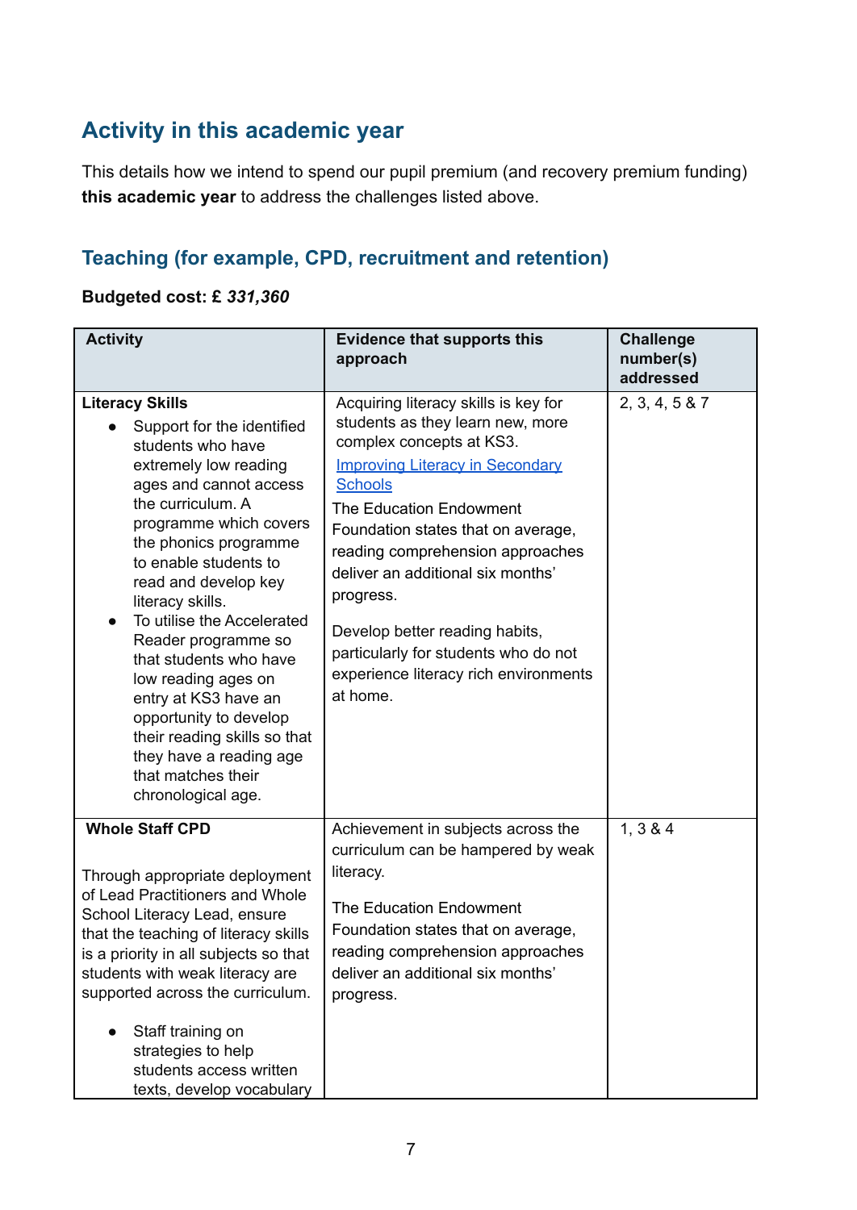## Activity in this academic year

This details how we intend to spend our pupil premium (and recovery premium funding) **this academic year** to address the challenges listed above.

### Teaching (for example, CPD, recruitment and retention)

**Budgeted cost: £ *331,360***

| Activity | Evidence that supports this approach | Challenge number(s) addressed |
|---|---|---|
| **Literacy Skills**<br>• Support for the identified students who have extremely low reading ages and cannot access the curriculum. A programme which covers the phonics programme to enable students to read and develop key literacy skills.<br>• To utilise the Accelerated Reader programme so that students who have low reading ages on entry at KS3 have an opportunity to develop their reading skills so that they have a reading age that matches their chronological age. | Acquiring literacy skills is key for students as they learn new, more complex concepts at KS3.<br>[Improving Literacy in Secondary Schools]<br>The Education Endowment Foundation states that on average, reading comprehension approaches deliver an additional six months' progress.<br><br>Develop better reading habits, particularly for students who do not experience literacy rich environments at home. | 2, 3, 4, 5 & 7 |
| **Whole Staff CPD**<br><br>Through appropriate deployment of Lead Practitioners and Whole School Literacy Lead, ensure that the teaching of literacy skills is a priority in all subjects so that students with weak literacy are supported across the curriculum.<br><br>• Staff training on strategies to help students access written texts, develop vocabulary | Achievement in subjects across the curriculum can be hampered by weak literacy.<br><br>The Education Endowment Foundation states that on average, reading comprehension approaches deliver an additional six months' progress. | 1, 3 & 4 |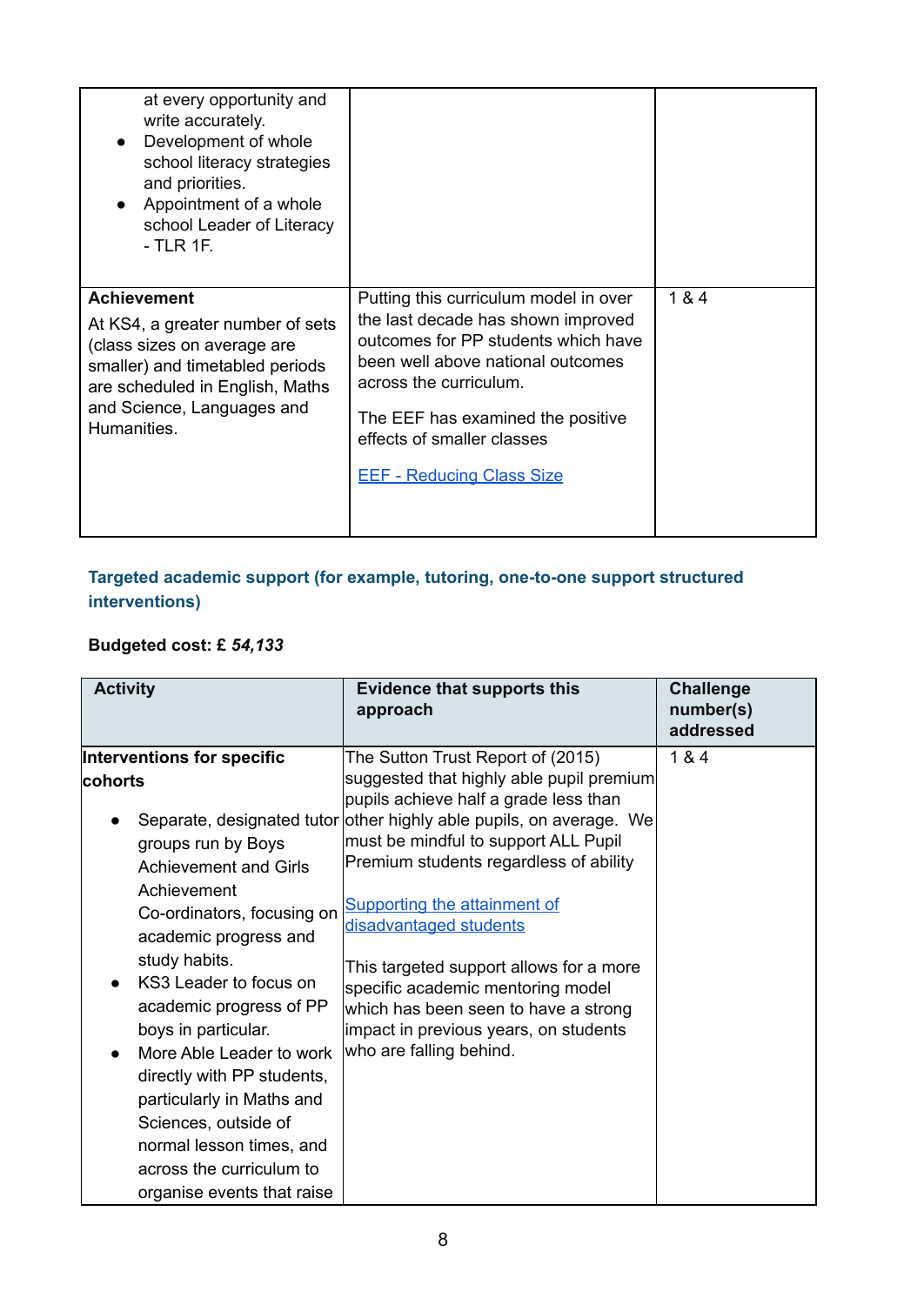| | | |
|---|---|---|
| at every opportunity and write accurately.<br>• Development of whole school literacy strategies and priorities.<br>• Appointment of a whole school Leader of Literacy - TLR 1F. | | |
| **Achievement**<br>At KS4, a greater number of sets (class sizes on average are smaller) and timetabled periods are scheduled in English, Maths and Science, Languages and Humanities. | Putting this curriculum model in over the last decade has shown improved outcomes for PP students which have been well above national outcomes across the curriculum.<br><br>The EEF has examined the positive effects of smaller classes<br><br>[EEF - Reducing Class Size] | 1 & 4 |

### Targeted academic support (for example, tutoring, one-to-one support structured interventions)

**Budgeted cost: £** ***54,133***

| Activity | Evidence that supports this approach | Challenge number(s) addressed |
|---|---|---|
| **Interventions for specific cohorts**<br>• Separate, designated tutor groups run by Boys Achievement and Girls Achievement Co-ordinators, focusing on academic progress and study habits.<br>• KS3 Leader to focus on academic progress of PP boys in particular.<br>• More Able Leader to work directly with PP students, particularly in Maths and Sciences, outside of normal lesson times, and across the curriculum to organise events that raise | The Sutton Trust Report of (2015) suggested that highly able pupil premium pupils achieve half a grade less than other highly able pupils, on average. We must be mindful to support ALL Pupil Premium students regardless of ability<br><br>[Supporting the attainment of disadvantaged students]<br><br>This targeted support allows for a more specific academic mentoring model which has been seen to have a strong impact in previous years, on students who are falling behind. | 1 & 4 |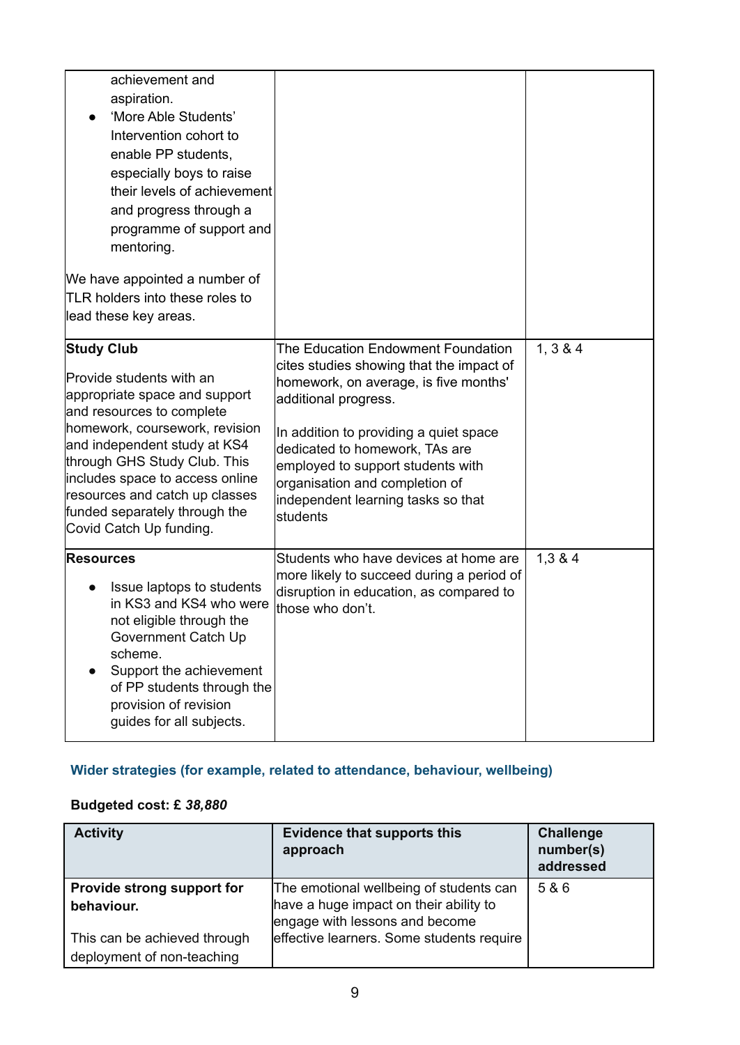| | | |
|---|---|---|
| achievement and aspiration.<br>• 'More Able Students' Intervention cohort to enable PP students, especially boys to raise their levels of achievement and progress through a programme of support and mentoring.<br><br>We have appointed a number of TLR holders into these roles to lead these key areas. | | |
| **Study Club**<br><br>Provide students with an appropriate space and support and resources to complete homework, coursework, revision and independent study at KS4 through GHS Study Club. This includes space to access online resources and catch up classes funded separately through the Covid Catch Up funding. | The Education Endowment Foundation cites studies showing that the impact of homework, on average, is five months' additional progress.<br><br>In addition to providing a quiet space dedicated to homework, TAs are employed to support students with organisation and completion of independent learning tasks so that students | 1, 3 & 4 |
| **Resources**<br><br>• Issue laptops to students in KS3 and KS4 who were not eligible through the Government Catch Up scheme.<br>• Support the achievement of PP students through the provision of revision guides for all subjects. | Students who have devices at home are more likely to succeed during a period of disruption in education, as compared to those who don't. | 1,3 & 4 |

### Wider strategies (for example, related to attendance, behaviour, wellbeing)

**Budgeted cost: £ *38,880***

| Activity | Evidence that supports this approach | Challenge number(s) addressed |
|---|---|---|
| **Provide strong support for behaviour.**<br><br>This can be achieved through deployment of non-teaching | The emotional wellbeing of students can have a huge impact on their ability to engage with lessons and become effective learners. Some students require | 5 & 6 |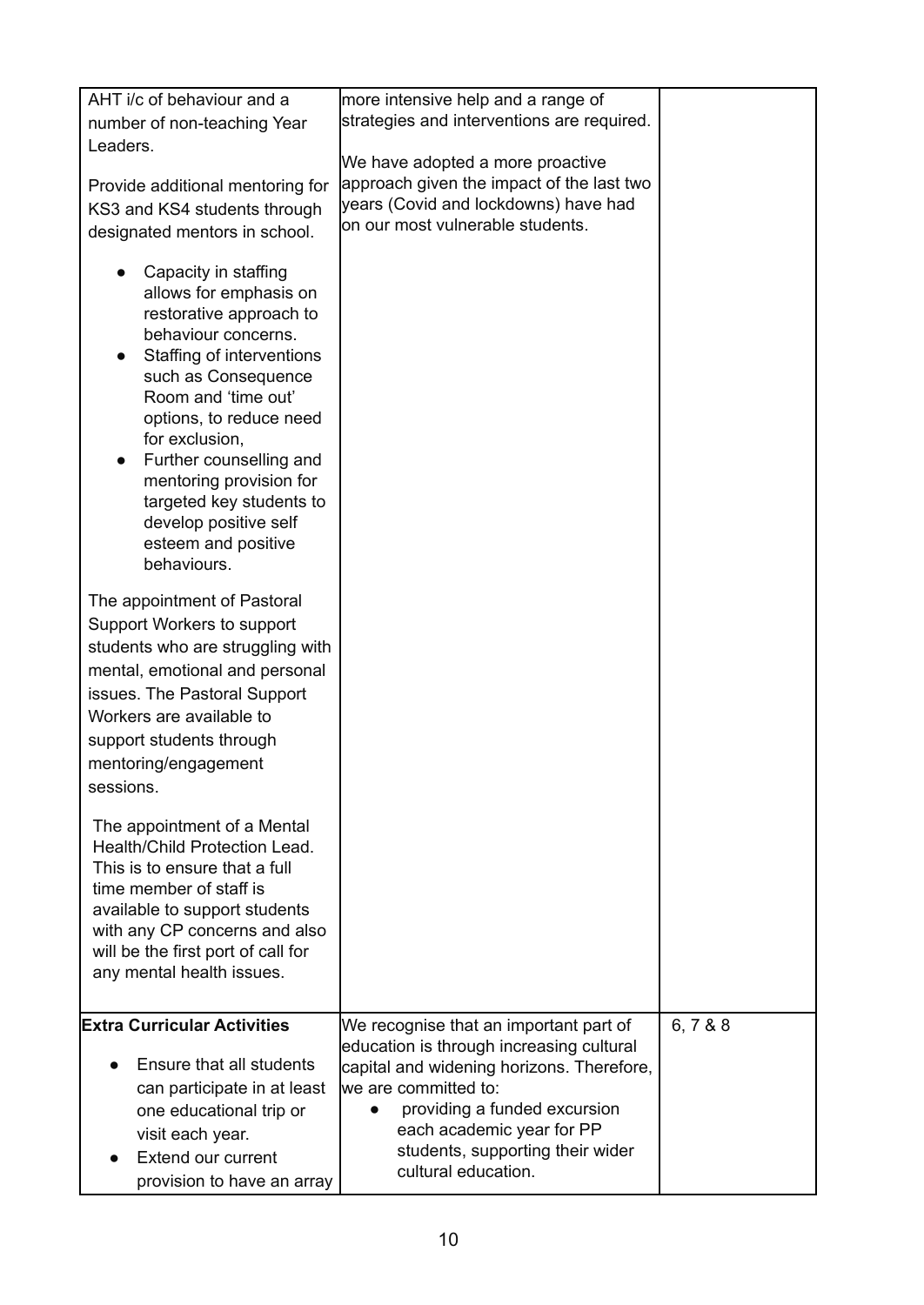| | | |
|---|---|---|
| AHT i/c of behaviour and a number of non-teaching Year Leaders.<br><br>Provide additional mentoring for KS3 and KS4 students through designated mentors in school.<br><br>• Capacity in staffing allows for emphasis on restorative approach to behaviour concerns.<br>• Staffing of interventions such as Consequence Room and 'time out' options, to reduce need for exclusion,<br>• Further counselling and mentoring provision for targeted key students to develop positive self esteem and positive behaviours.<br><br>The appointment of Pastoral Support Workers to support students who are struggling with mental, emotional and personal issues. The Pastoral Support Workers are available to support students through mentoring/engagement sessions.<br><br>The appointment of a Mental Health/Child Protection Lead. This is to ensure that a full time member of staff is available to support students with any CP concerns and also will be the first port of call for any mental health issues. | more intensive help and a range of strategies and interventions are required.<br><br>We have adopted a more proactive approach given the impact of the last two years (Covid and lockdowns) have had on our most vulnerable students. | |
| **Extra Curricular Activities**<br><br>• Ensure that all students can participate in at least one educational trip or visit each year.<br>• Extend our current provision to have an array | We recognise that an important part of education is through increasing cultural capital and widening horizons. Therefore, we are committed to:<br>• providing a funded excursion each academic year for PP students, supporting their wider cultural education. | 6, 7 & 8 |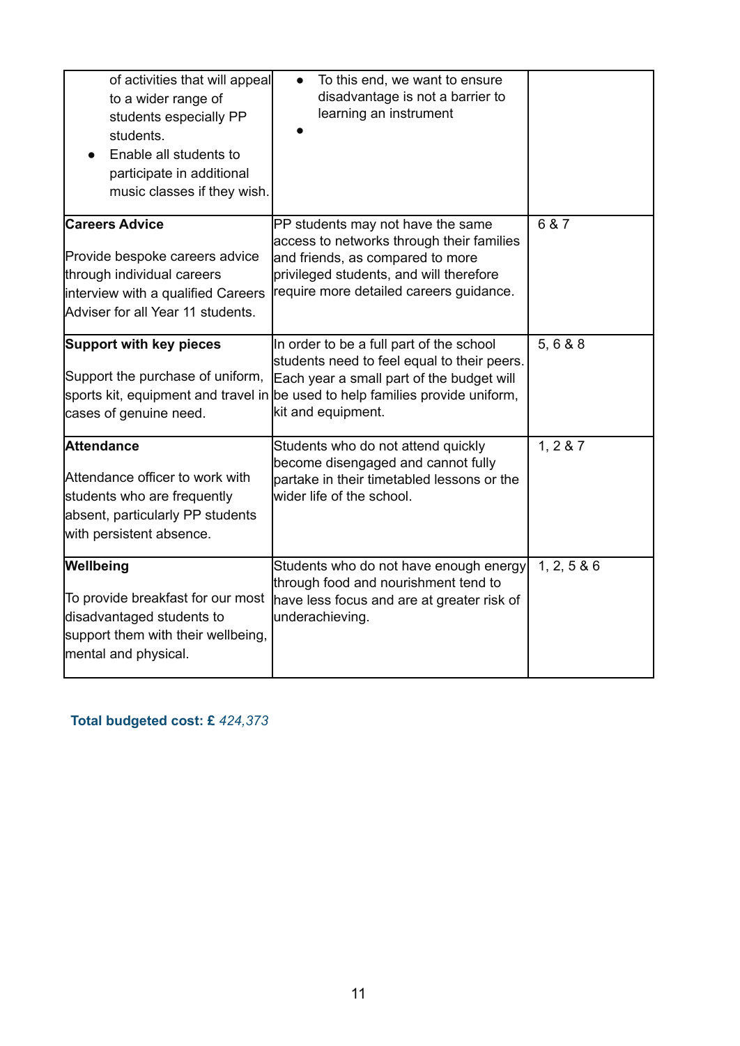| | | |
|---|---|---|
| of activities that will appeal to a wider range of students especially PP students.<br>• Enable all students to participate in additional music classes if they wish. | • To this end, we want to ensure disadvantage is not a barrier to learning an instrument<br>• | |
| **Careers Advice**<br><br>Provide bespoke careers advice through individual careers interview with a qualified Careers Adviser for all Year 11 students. | PP students may not have the same access to networks through their families and friends, as compared to more privileged students, and will therefore require more detailed careers guidance. | 6 & 7 |
| **Support with key pieces**<br><br>Support the purchase of uniform, sports kit, equipment and travel in cases of genuine need. | In order to be a full part of the school students need to feel equal to their peers. Each year a small part of the budget will be used to help families provide uniform, kit and equipment. | 5, 6 & 8 |
| **Attendance**<br><br>Attendance officer to work with students who are frequently absent, particularly PP students with persistent absence. | Students who do not attend quickly become disengaged and cannot fully partake in their timetabled lessons or the wider life of the school. | 1, 2 & 7 |
| **Wellbeing**<br><br>To provide breakfast for our most disadvantaged students to support them with their wellbeing, mental and physical. | Students who do not have enough energy through food and nourishment tend to have less focus and are at greater risk of underachieving. | 1, 2, 5 & 6 |

**Total budgeted cost: £** *424,373*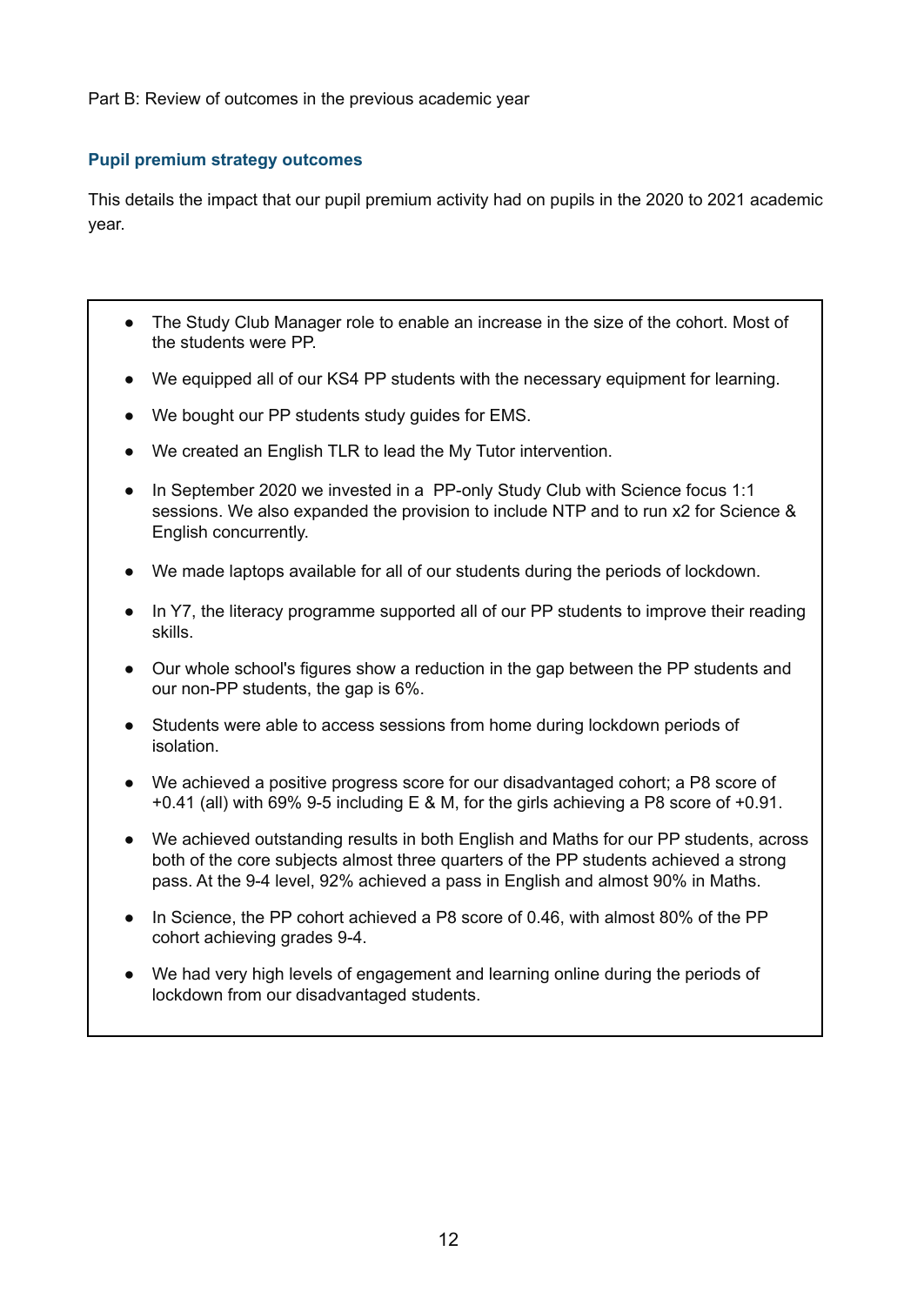Part B: Review of outcomes in the previous academic year

## Pupil premium strategy outcomes

This details the impact that our pupil premium activity had on pupils in the 2020 to 2021 academic year.

- The Study Club Manager role to enable an increase in the size of the cohort. Most of the students were PP.
- We equipped all of our KS4 PP students with the necessary equipment for learning.
- We bought our PP students study guides for EMS.
- We created an English TLR to lead the My Tutor intervention.
- In September 2020 we invested in a PP-only Study Club with Science focus 1:1 sessions. We also expanded the provision to include NTP and to run x2 for Science & English concurrently.
- We made laptops available for all of our students during the periods of lockdown.
- In Y7, the literacy programme supported all of our PP students to improve their reading skills.
- Our whole school's figures show a reduction in the gap between the PP students and our non-PP students, the gap is 6%.
- Students were able to access sessions from home during lockdown periods of isolation.
- We achieved a positive progress score for our disadvantaged cohort; a P8 score of +0.41 (all) with 69% 9-5 including E & M, for the girls achieving a P8 score of +0.91.
- We achieved outstanding results in both English and Maths for our PP students, across both of the core subjects almost three quarters of the PP students achieved a strong pass. At the 9-4 level, 92% achieved a pass in English and almost 90% in Maths.
- In Science, the PP cohort achieved a P8 score of 0.46, with almost 80% of the PP cohort achieving grades 9-4.
- We had very high levels of engagement and learning online during the periods of lockdown from our disadvantaged students.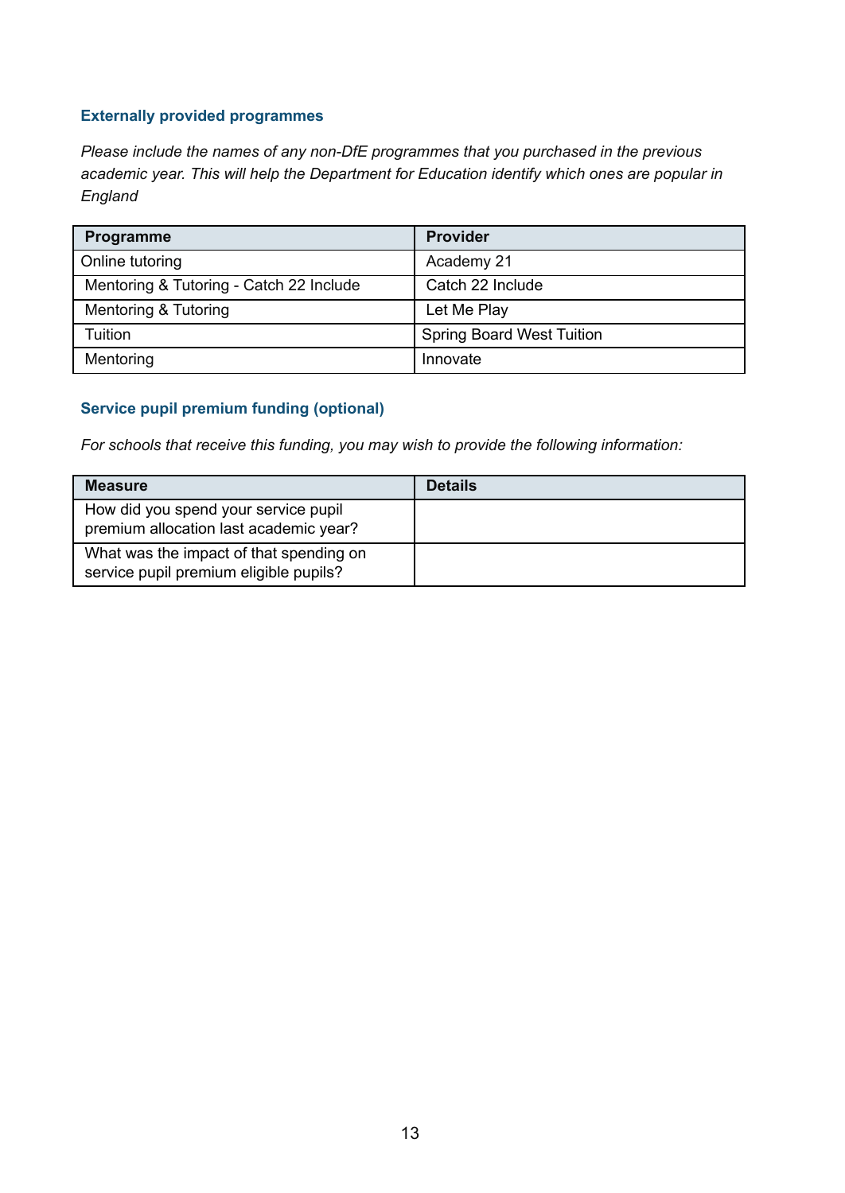## Externally provided programmes

*Please include the names of any non-DfE programmes that you purchased in the previous academic year. This will help the Department for Education identify which ones are popular in England*

| Programme | Provider |
| --- | --- |
| Online tutoring | Academy 21 |
| Mentoring & Tutoring - Catch 22 Include | Catch 22 Include |
| Mentoring & Tutoring | Let Me Play |
| Tuition | Spring Board West Tuition |
| Mentoring | Innovate |

## Service pupil premium funding (optional)

*For schools that receive this funding, you may wish to provide the following information:*

| Measure | Details |
| --- | --- |
| How did you spend your service pupil premium allocation last academic year? | |
| What was the impact of that spending on service pupil premium eligible pupils? | |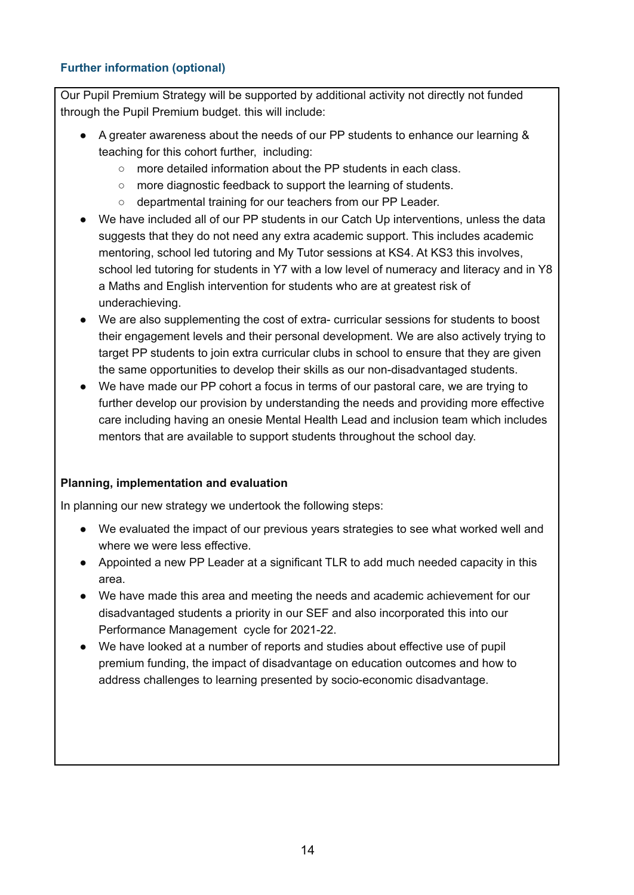### Further information (optional)

Our Pupil Premium Strategy will be supported by additional activity not directly not funded through the Pupil Premium budget. this will include:

- A greater awareness about the needs of our PP students to enhance our learning & teaching for this cohort further, including:
  - more detailed information about the PP students in each class.
  - more diagnostic feedback to support the learning of students.
  - departmental training for our teachers from our PP Leader.
- We have included all of our PP students in our Catch Up interventions, unless the data suggests that they do not need any extra academic support. This includes academic mentoring, school led tutoring and My Tutor sessions at KS4. At KS3 this involves, school led tutoring for students in Y7 with a low level of numeracy and literacy and in Y8 a Maths and English intervention for students who are at greatest risk of underachieving.
- We are also supplementing the cost of extra- curricular sessions for students to boost their engagement levels and their personal development. We are also actively trying to target PP students to join extra curricular clubs in school to ensure that they are given the same opportunities to develop their skills as our non-disadvantaged students.
- We have made our PP cohort a focus in terms of our pastoral care, we are trying to further develop our provision by understanding the needs and providing more effective care including having an onesie Mental Health Lead and inclusion team which includes mentors that are available to support students throughout the school day.

**Planning, implementation and evaluation**

In planning our new strategy we undertook the following steps:

- We evaluated the impact of our previous years strategies to see what worked well and where we were less effective.
- Appointed a new PP Leader at a significant TLR to add much needed capacity in this area.
- We have made this area and meeting the needs and academic achievement for our disadvantaged students a priority in our SEF and also incorporated this into our Performance Management cycle for 2021-22.
- We have looked at a number of reports and studies about effective use of pupil premium funding, the impact of disadvantage on education outcomes and how to address challenges to learning presented by socio-economic disadvantage.